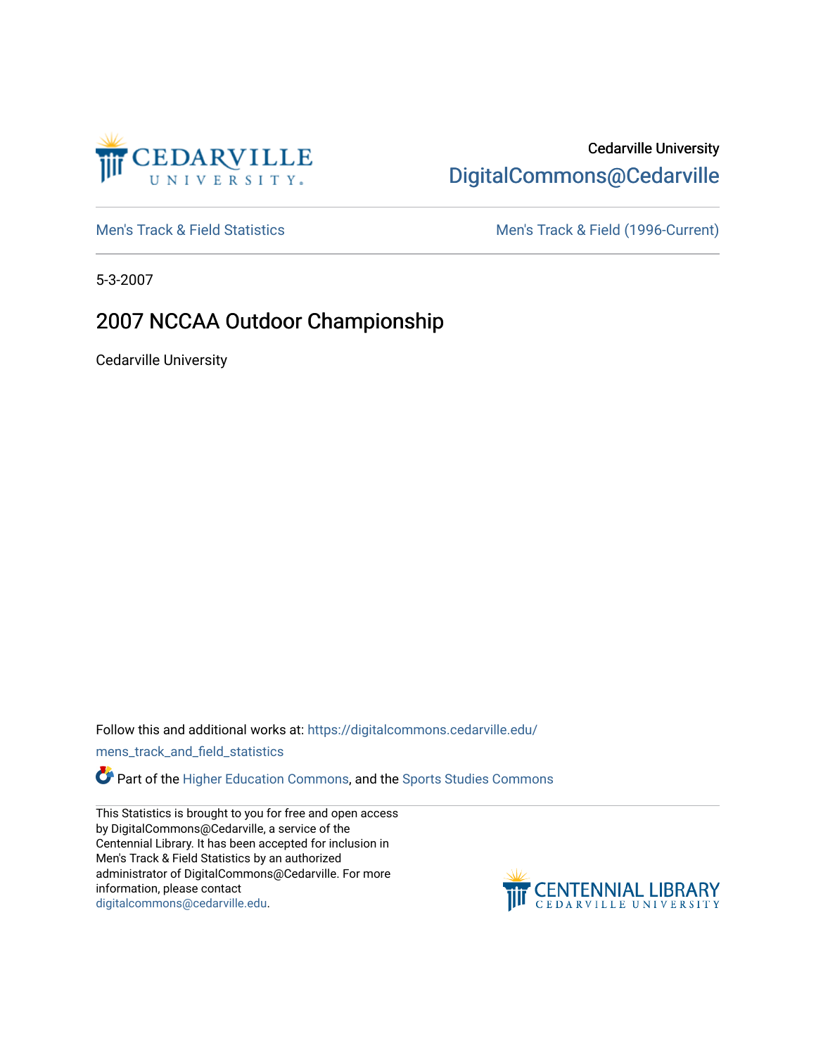Cedarville University

DigitalCommons@Cedarville

Men's Track & Field Statistics | Men's Track & Field (1996-Current)

5-3-2007

# 2007 NCCAA Outdoor Championship

Cedarville University

Follow this and additional works at: https://digitalcommons.cedarville.edu/mens_track_and_field_statistics

Part of the Higher Education Commons, and the Sports Studies Commons

This Statistics is brought to you for free and open access by DigitalCommons@Cedarville, a service of the Centennial Library. It has been accepted for inclusion in Men's Track & Field Statistics by an authorized administrator of DigitalCommons@Cedarville. For more information, please contact digitalcommons@cedarville.edu.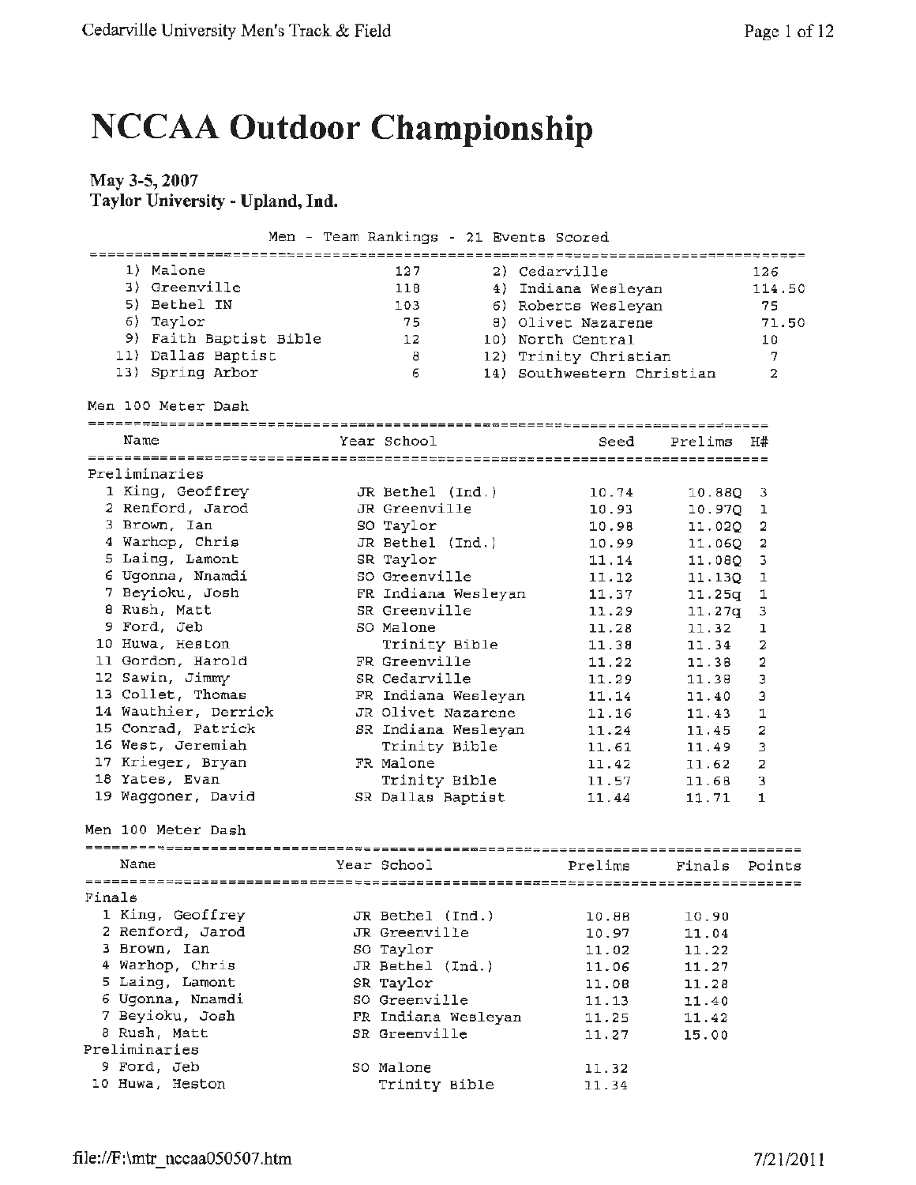# NCCAA Outdoor Championship

**May 3-5, 2007**
**Taylor University - Upland, Ind.**

Men - Team Rankings - 21 Events Scored

| Rank | Team | Points | Rank | Team | Points |
|---|---|---|---|---|---|
| 1) | Malone | 127 | 2) | Cedarville | 126 |
| 3) | Greenville | 118 | 4) | Indiana Wesleyan | 114.50 |
| 5) | Bethel IN | 103 | 6) | Roberts Wesleyan | 75 |
| 6) | Taylor | 75 | 8) | Olivet Nazarene | 71.50 |
| 9) | Faith Baptist Bible | 12 | 10) | North Central | 10 |
| 11) | Dallas Baptist | 8 | 12) | Trinity Christian | 7 |
| 13) | Spring Arbor | 6 | 14) | Southwestern Christian | 2 |

Men 100 Meter Dash

| | Name | Year | School | Seed | Prelims | H# |
|---|---|---|---|---|---|---|
| **Preliminaries** | | | | | | |
| 1 | King, Geoffrey | JR | Bethel (Ind.) | 10.74 | 10.88Q | 3 |
| 2 | Renford, Jarod | JR | Greenville | 10.93 | 10.97Q | 1 |
| 3 | Brown, Ian | SO | Taylor | 10.98 | 11.02Q | 2 |
| 4 | Warhop, Chris | JR | Bethel (Ind.) | 10.99 | 11.06Q | 2 |
| 5 | Laing, Lamont | SR | Taylor | 11.14 | 11.08Q | 3 |
| 6 | Ugonna, Nnamdi | SO | Greenville | 11.12 | 11.13Q | 1 |
| 7 | Beyioku, Josh | FR | Indiana Wesleyan | 11.37 | 11.25q | 1 |
| 8 | Rush, Matt | SR | Greenville | 11.29 | 11.27q | 3 |
| 9 | Ford, Jeb | SO | Malone | 11.28 | 11.32 | 1 |
| 10 | Huwa, Heston | | Trinity Bible | 11.38 | 11.34 | 2 |
| 11 | Gordon, Harold | FR | Greenville | 11.22 | 11.38 | 2 |
| 12 | Sawin, Jimmy | SR | Cedarville | 11.29 | 11.38 | 3 |
| 13 | Collet, Thomas | FR | Indiana Wesleyan | 11.14 | 11.40 | 3 |
| 14 | Wauthier, Derrick | JR | Olivet Nazarene | 11.16 | 11.43 | 1 |
| 15 | Conrad, Patrick | SR | Indiana Wesleyan | 11.24 | 11.45 | 2 |
| 16 | West, Jeremiah | | Trinity Bible | 11.61 | 11.49 | 3 |
| 17 | Krieger, Bryan | FR | Malone | 11.42 | 11.62 | 2 |
| 18 | Yates, Evan | | Trinity Bible | 11.57 | 11.68 | 3 |
| 19 | Waggoner, David | SR | Dallas Baptist | 11.44 | 11.71 | 1 |

Men 100 Meter Dash

| | Name | Year | School | Prelims | Finals | Points |
|---|---|---|---|---|---|---|
| **Finals** | | | | | | |
| 1 | King, Geoffrey | JR | Bethel (Ind.) | 10.88 | 10.90 | |
| 2 | Renford, Jarod | JR | Greenville | 10.97 | 11.04 | |
| 3 | Brown, Ian | SO | Taylor | 11.02 | 11.22 | |
| 4 | Warhop, Chris | JR | Bethel (Ind.) | 11.06 | 11.27 | |
| 5 | Laing, Lamont | SR | Taylor | 11.08 | 11.28 | |
| 6 | Ugonna, Nnamdi | SO | Greenville | 11.13 | 11.40 | |
| 7 | Beyioku, Josh | FR | Indiana Wesleyan | 11.25 | 11.42 | |
| 8 | Rush, Matt | SR | Greenville | 11.27 | 15.00 | |
| **Preliminaries** | | | | | | |
| 9 | Ford, Jeb | SO | Malone | 11.32 | | |
| 10 | Huwa, Heston | | Trinity Bible | 11.34 | | |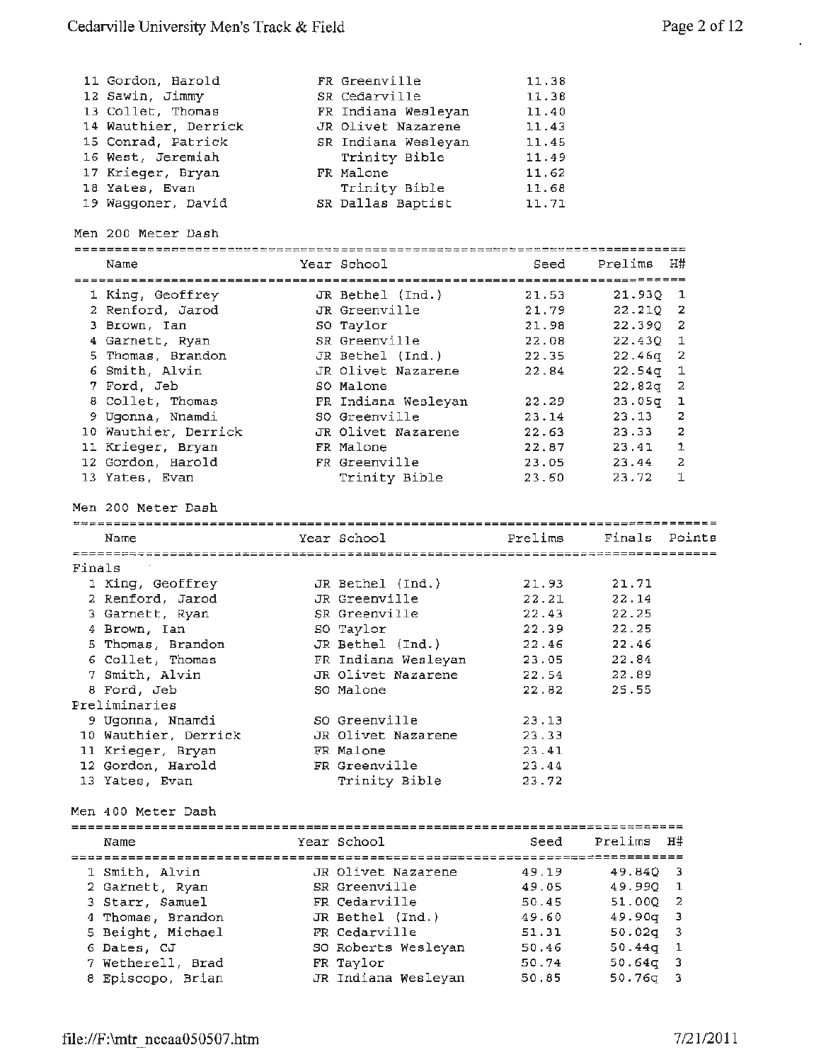| Name | Year | School | Seed |
|---|---|---|---|
| 11 Gordon, Harold | FR | Greenville | 11.38 |
| 12 Sawin, Jimmy | SR | Cedarville | 11.38 |
| 13 Collet, Thomas | FR | Indiana Wesleyan | 11.40 |
| 14 Wauthier, Derrick | JR | Olivet Nazarene | 11.43 |
| 15 Conrad, Patrick | SR | Indiana Wesleyan | 11.45 |
| 16 West, Jeremiah | | Trinity Bible | 11.49 |
| 17 Krieger, Bryan | FR | Malone | 11.62 |
| 18 Yates, Evan | | Trinity Bible | 11.68 |
| 19 Waggoner, David | SR | Dallas Baptist | 11.71 |

## Men 200 Meter Dash

| Name | Year | School | Seed | Prelims | H# |
|---|---|---|---|---|---|
| 1 King, Geoffrey | JR | Bethel (Ind.) | 21.53 | 21.93Q | 1 |
| 2 Renford, Jarod | JR | Greenville | 21.79 | 22.21Q | 2 |
| 3 Brown, Ian | SO | Taylor | 21.98 | 22.39Q | 2 |
| 4 Garnett, Ryan | SR | Greenville | 22.08 | 22.43Q | 1 |
| 5 Thomas, Brandon | JR | Bethel (Ind.) | 22.35 | 22.46q | 2 |
| 6 Smith, Alvin | JR | Olivet Nazarene | 22.84 | 22.54q | 1 |
| 7 Ford, Jeb | SO | Malone | | 22.82q | 2 |
| 8 Collet, Thomas | FR | Indiana Wesleyan | 22.29 | 23.05q | 1 |
| 9 Ugonna, Nnamdi | SO | Greenville | 23.14 | 23.13 | 2 |
| 10 Wauthier, Derrick | JR | Olivet Nazarene | 22.63 | 23.33 | 2 |
| 11 Krieger, Bryan | FR | Malone | 22.87 | 23.41 | 1 |
| 12 Gordon, Harold | FR | Greenville | 23.05 | 23.44 | 2 |
| 13 Yates, Evan | | Trinity Bible | 23.60 | 23.72 | 1 |

## Men 200 Meter Dash

| Name | Year | School | Prelims | Finals | Points |
|---|---|---|---|---|---|
| **Finals** | | | | | |
| 1 King, Geoffrey | JR | Bethel (Ind.) | 21.93 | 21.71 | |
| 2 Renford, Jarod | JR | Greenville | 22.21 | 22.14 | |
| 3 Garnett, Ryan | SR | Greenville | 22.43 | 22.25 | |
| 4 Brown, Ian | SO | Taylor | 22.39 | 22.25 | |
| 5 Thomas, Brandon | JR | Bethel (Ind.) | 22.46 | 22.46 | |
| 6 Collet, Thomas | FR | Indiana Wesleyan | 23.05 | 22.84 | |
| 7 Smith, Alvin | JR | Olivet Nazarene | 22.54 | 22.89 | |
| 8 Ford, Jeb | SO | Malone | 22.82 | 25.55 | |
| **Preliminaries** | | | | | |
| 9 Ugonna, Nnamdi | SO | Greenville | 23.13 | | |
| 10 Wauthier, Derrick | JR | Olivet Nazarene | 23.33 | | |
| 11 Krieger, Bryan | FR | Malone | 23.41 | | |
| 12 Gordon, Harold | FR | Greenville | 23.44 | | |
| 13 Yates, Evan | | Trinity Bible | 23.72 | | |

## Men 400 Meter Dash

| Name | Year | School | Seed | Prelims | H# |
|---|---|---|---|---|---|
| 1 Smith, Alvin | JR | Olivet Nazarene | 49.19 | 49.84Q | 3 |
| 2 Garnett, Ryan | SR | Greenville | 49.05 | 49.99Q | 1 |
| 3 Starr, Samuel | FR | Cedarville | 50.45 | 51.00Q | 2 |
| 4 Thomas, Brandon | JR | Bethel (Ind.) | 49.60 | 49.90q | 3 |
| 5 Beight, Michael | FR | Cedarville | 51.31 | 50.02q | 3 |
| 6 Dates, CJ | SO | Roberts Wesleyan | 50.46 | 50.44q | 1 |
| 7 Wetherell, Brad | FR | Taylor | 50.74 | 50.64q | 3 |
| 8 Episcopo, Brian | JR | Indiana Wesleyan | 50.85 | 50.76q | 3 |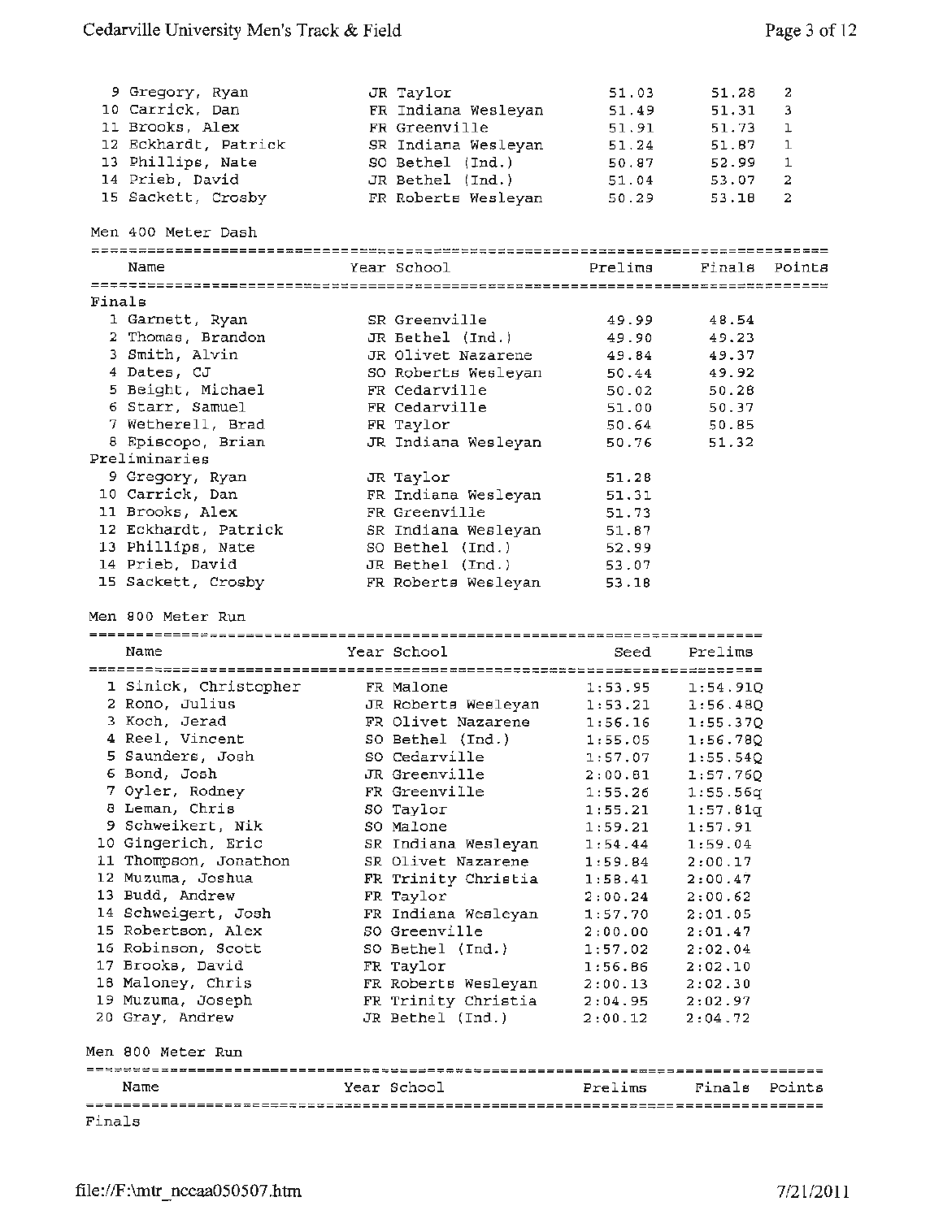| | Name | Year | School | Prelims | Finals | H# |
|---|---|---|---|---|---|---|
| 9 | Gregory, Ryan | JR | Taylor | 51.03 | 51.28 | 2 |
| 10 | Carrick, Dan | FR | Indiana Wesleyan | 51.49 | 51.31 | 3 |
| 11 | Brooks, Alex | FR | Greenville | 51.91 | 51.73 | 1 |
| 12 | Eckhardt, Patrick | SR | Indiana Wesleyan | 51.24 | 51.87 | 1 |
| 13 | Phillips, Nate | SO | Bethel (Ind.) | 50.87 | 52.99 | 1 |
| 14 | Prieb, David | JR | Bethel (Ind.) | 51.04 | 53.07 | 2 |
| 15 | Sackett, Crosby | FR | Roberts Wesleyan | 50.29 | 53.18 | 2 |

## Men 400 Meter Dash

| | Name | Year | School | Prelims | Finals | Points |
|---|---|---|---|---|---|---|
| **Finals** | | | | | | |
| 1 | Garnett, Ryan | SR | Greenville | 49.99 | 48.54 | |
| 2 | Thomas, Brandon | JR | Bethel (Ind.) | 49.90 | 49.23 | |
| 3 | Smith, Alvin | JR | Olivet Nazarene | 49.84 | 49.37 | |
| 4 | Dates, CJ | SO | Roberts Wesleyan | 50.44 | 49.92 | |
| 5 | Beight, Michael | FR | Cedarville | 50.02 | 50.28 | |
| 6 | Starr, Samuel | FR | Cedarville | 51.00 | 50.37 | |
| 7 | Wetherell, Brad | FR | Taylor | 50.64 | 50.85 | |
| 8 | Episcopo, Brian | JR | Indiana Wesleyan | 50.76 | 51.32 | |
| **Preliminaries** | | | | | | |
| 9 | Gregory, Ryan | JR | Taylor | 51.28 | | |
| 10 | Carrick, Dan | FR | Indiana Wesleyan | 51.31 | | |
| 11 | Brooks, Alex | FR | Greenville | 51.73 | | |
| 12 | Eckhardt, Patrick | SR | Indiana Wesleyan | 51.87 | | |
| 13 | Phillips, Nate | SO | Bethel (Ind.) | 52.99 | | |
| 14 | Prieb, David | JR | Bethel (Ind.) | 53.07 | | |
| 15 | Sackett, Crosby | FR | Roberts Wesleyan | 53.18 | | |

## Men 800 Meter Run

| | Name | Year | School | Seed | Prelims |
|---|---|---|---|---|---|
| 1 | Sinick, Christopher | FR | Malone | 1:53.95 | 1:54.91Q |
| 2 | Rono, Julius | JR | Roberts Wesleyan | 1:53.21 | 1:56.48Q |
| 3 | Koch, Jerad | FR | Olivet Nazarene | 1:56.16 | 1:55.37Q |
| 4 | Reel, Vincent | SO | Bethel (Ind.) | 1:55.05 | 1:56.78Q |
| 5 | Saunders, Josh | SO | Cedarville | 1:57.07 | 1:55.54Q |
| 6 | Bond, Josh | JR | Greenville | 2:00.81 | 1:57.76Q |
| 7 | Oyler, Rodney | FR | Greenville | 1:55.26 | 1:55.56q |
| 8 | Leman, Chris | SO | Taylor | 1:55.21 | 1:57.81q |
| 9 | Schweikert, Nik | SO | Malone | 1:59.21 | 1:57.91 |
| 10 | Gingerich, Eric | SR | Indiana Wesleyan | 1:54.44 | 1:59.04 |
| 11 | Thompson, Jonathon | SR | Olivet Nazarene | 1:59.84 | 2:00.17 |
| 12 | Muzuma, Joshua | FR | Trinity Christia | 1:58.41 | 2:00.47 |
| 13 | Budd, Andrew | FR | Taylor | 2:00.24 | 2:00.62 |
| 14 | Schweigert, Josh | FR | Indiana Wesleyan | 1:57.70 | 2:01.05 |
| 15 | Robertson, Alex | SO | Greenville | 2:00.00 | 2:01.47 |
| 16 | Robinson, Scott | SO | Bethel (Ind.) | 1:57.02 | 2:02.04 |
| 17 | Brooks, David | FR | Taylor | 1:56.86 | 2:02.10 |
| 18 | Maloney, Chris | FR | Roberts Wesleyan | 2:00.13 | 2:02.30 |
| 19 | Muzuma, Joseph | FR | Trinity Christia | 2:04.95 | 2:02.97 |
| 20 | Gray, Andrew | JR | Bethel (Ind.) | 2:00.12 | 2:04.72 |

## Men 800 Meter Run

| Name | Year | School | Prelims | Finals | Points |
|---|---|---|---|---|---|
| **Finals** | | | | | |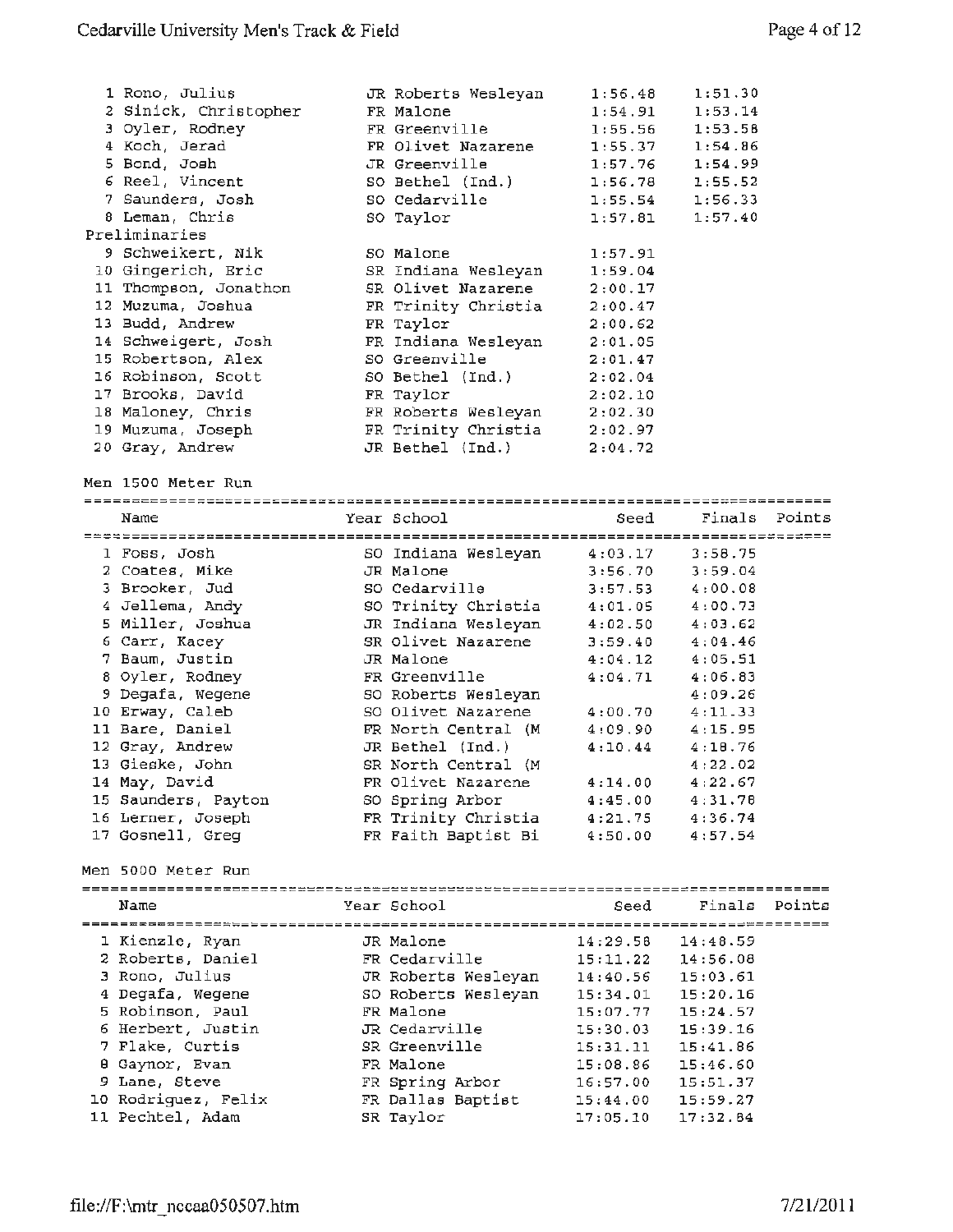| | Name | Year | School | Seed | Finals | Points |
|---|---|---|---|---|---|---|
| 1 | Rono, Julius | JR | Roberts Wesleyan | 1:56.48 | 1:51.30 | |
| 2 | Sinick, Christopher | FR | Malone | 1:54.91 | 1:53.14 | |
| 3 | Oyler, Rodney | FR | Greenville | 1:55.56 | 1:53.58 | |
| 4 | Koch, Jerad | FR | Olivet Nazarene | 1:55.37 | 1:54.86 | |
| 5 | Bond, Josh | JR | Greenville | 1:57.76 | 1:54.99 | |
| 6 | Reel, Vincent | SO | Bethel (Ind.) | 1:56.78 | 1:55.52 | |
| 7 | Saunders, Josh | SO | Cedarville | 1:55.54 | 1:56.33 | |
| 8 | Leman, Chris | SO | Taylor | 1:57.81 | 1:57.40 | |

Preliminaries

| | Name | Year | School | Seed |
|---|---|---|---|---|
| 9 | Schweikert, Nik | SO | Malone | 1:57.91 |
| 10 | Gingerich, Eric | SR | Indiana Wesleyan | 1:59.04 |
| 11 | Thompson, Jonathon | SR | Olivet Nazarene | 2:00.17 |
| 12 | Muzuma, Joshua | FR | Trinity Christia | 2:00.47 |
| 13 | Budd, Andrew | FR | Taylor | 2:00.62 |
| 14 | Schweigert, Josh | FR | Indiana Wesleyan | 2:01.05 |
| 15 | Robertson, Alex | SO | Greenville | 2:01.47 |
| 16 | Robinson, Scott | SO | Bethel (Ind.) | 2:02.04 |
| 17 | Brooks, David | FR | Taylor | 2:02.10 |
| 18 | Maloney, Chris | FR | Roberts Wesleyan | 2:02.30 |
| 19 | Muzuma, Joseph | FR | Trinity Christia | 2:02.97 |
| 20 | Gray, Andrew | JR | Bethel (Ind.) | 2:04.72 |

## Men 1500 Meter Run

| | Name | Year | School | Seed | Finals | Points |
|---|---|---|---|---|---|---|
| 1 | Foss, Josh | SO | Indiana Wesleyan | 4:03.17 | 3:58.75 | |
| 2 | Coates, Mike | JR | Malone | 3:56.70 | 3:59.04 | |
| 3 | Brooker, Jud | SO | Cedarville | 3:57.53 | 4:00.08 | |
| 4 | Jellema, Andy | SO | Trinity Christia | 4:01.05 | 4:00.73 | |
| 5 | Miller, Joshua | JR | Indiana Wesleyan | 4:02.50 | 4:03.62 | |
| 6 | Carr, Kacey | SR | Olivet Nazarene | 3:59.40 | 4:04.46 | |
| 7 | Baum, Justin | JR | Malone | 4:04.12 | 4:05.51 | |
| 8 | Oyler, Rodney | FR | Greenville | 4:04.71 | 4:06.83 | |
| 9 | Degafa, Wegene | SO | Roberts Wesleyan | | 4:09.26 | |
| 10 | Erway, Caleb | SO | Olivet Nazarene | 4:00.70 | 4:11.33 | |
| 11 | Bare, Daniel | FR | North Central (M | 4:09.90 | 4:15.95 | |
| 12 | Gray, Andrew | JR | Bethel (Ind.) | 4:10.44 | 4:18.76 | |
| 13 | Gieske, John | SR | North Central (M | | 4:22.02 | |
| 14 | May, David | FR | Olivet Nazarene | 4:14.00 | 4:22.67 | |
| 15 | Saunders, Payton | SO | Spring Arbor | 4:45.00 | 4:31.78 | |
| 16 | Lerner, Joseph | FR | Trinity Christia | 4:21.75 | 4:36.74 | |
| 17 | Gosnell, Greg | FR | Faith Baptist Bi | 4:50.00 | 4:57.54 | |

## Men 5000 Meter Run

| | Name | Year | School | Seed | Finals | Points |
|---|---|---|---|---|---|---|
| 1 | Kienzle, Ryan | JR | Malone | 14:29.58 | 14:48.59 | |
| 2 | Roberts, Daniel | FR | Cedarville | 15:11.22 | 14:56.08 | |
| 3 | Rono, Julius | JR | Roberts Wesleyan | 14:40.56 | 15:03.61 | |
| 4 | Degafa, Wegene | SO | Roberts Wesleyan | 15:34.01 | 15:20.16 | |
| 5 | Robinson, Paul | FR | Malone | 15:07.77 | 15:24.57 | |
| 6 | Herbert, Justin | JR | Cedarville | 15:30.03 | 15:39.16 | |
| 7 | Flake, Curtis | SR | Greenville | 15:31.11 | 15:41.86 | |
| 8 | Gaynor, Evan | FR | Malone | 15:08.86 | 15:46.60 | |
| 9 | Lane, Steve | FR | Spring Arbor | 16:57.00 | 15:51.37 | |
| 10 | Rodriguez, Felix | FR | Dallas Baptist | 15:44.00 | 15:59.27 | |
| 11 | Pechtel, Adam | SR | Taylor | 17:05.10 | 17:32.84 | |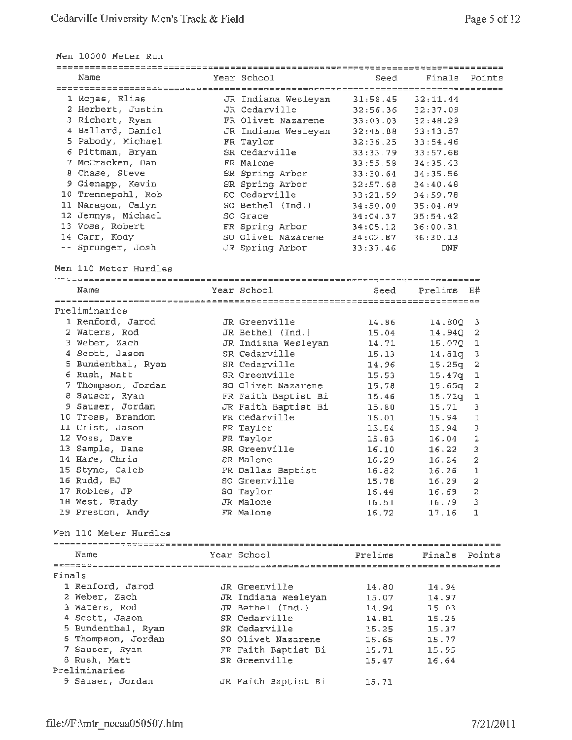## Men 10000 Meter Run

| | Name | Year | School | Seed | Finals | Points |
|---|---|---|---|---|---|---|
| 1 | Rojas, Elias | JR | Indiana Wesleyan | 31:58.45 | 32:11.44 | |
| 2 | Herbert, Justin | JR | Cedarville | 32:56.36 | 32:37.09 | |
| 3 | Richert, Ryan | FR | Olivet Nazarene | 33:03.03 | 32:48.29 | |
| 4 | Ballard, Daniel | JR | Indiana Wesleyan | 32:45.88 | 33:13.57 | |
| 5 | Pabody, Michael | FR | Taylor | 32:36.25 | 33:54.46 | |
| 6 | Pittman, Bryan | SR | Cedarville | 33:33.79 | 33:57.68 | |
| 7 | McCracken, Dan | FR | Malone | 33:55.58 | 34:35.43 | |
| 8 | Chase, Steve | SR | Spring Arbor | 33:30.64 | 34:35.56 | |
| 9 | Gienapp, Kevin | SR | Spring Arbor | 32:57.68 | 34:40.48 | |
| 10 | Trennepohl, Rob | SO | Cedarville | 33:21.59 | 34:59.78 | |
| 11 | Naragon, Calyn | SO | Bethel (Ind.) | 34:50.00 | 35:04.89 | |
| 12 | Jennys, Michael | SO | Grace | 34:04.37 | 35:54.42 | |
| 13 | Voss, Robert | FR | Spring Arbor | 34:05.12 | 36:00.31 | |
| 14 | Carr, Kody | SO | Olivet Nazarene | 34:02.87 | 36:30.13 | |
| -- | Sprunger, Josh | JR | Spring Arbor | 33:37.46 | DNF | |

## Men 110 Meter Hurdles

| | Name | Year | School | Seed | Prelims | H# |
|---|---|---|---|---|---|---|
| **Preliminaries** | | | | | | |
| 1 | Renford, Jarod | JR | Greenville | 14.86 | 14.80Q | 3 |
| 2 | Waters, Rod | JR | Bethel (Ind.) | 15.04 | 14.94Q | 2 |
| 3 | Weber, Zach | JR | Indiana Wesleyan | 14.71 | 15.07Q | 1 |
| 4 | Scott, Jason | SR | Cedarville | 15.13 | 14.81q | 3 |
| 5 | Bundenthal, Ryan | SR | Cedarville | 14.96 | 15.25q | 2 |
| 6 | Rush, Matt | SR | Greenville | 15.53 | 15.47q | 1 |
| 7 | Thompson, Jordan | SO | Olivet Nazarene | 15.78 | 15.65q | 2 |
| 8 | Sauser, Ryan | FR | Faith Baptist Bi | 15.46 | 15.71q | 1 |
| 9 | Sauser, Jordan | JR | Faith Baptist Bi | 15.80 | 15.71 | 3 |
| 10 | Tress, Brandon | FR | Cedarville | 16.01 | 15.94 | 1 |
| 11 | Crist, Jason | FR | Taylor | 15.54 | 15.94 | 3 |
| 12 | Voss, Dave | FR | Taylor | 15.83 | 16.04 | 1 |
| 13 | Sample, Dane | SR | Greenville | 16.10 | 16.22 | 3 |
| 14 | Hare, Chris | SR | Malone | 16.29 | 16.24 | 2 |
| 15 | Styne, Caleb | FR | Dallas Baptist | 16.82 | 16.26 | 1 |
| 16 | Rudd, BJ | SO | Greenville | 15.78 | 16.29 | 2 |
| 17 | Robles, JP | SO | Taylor | 16.44 | 16.69 | 2 |
| 18 | West, Brady | JR | Malone | 16.51 | 16.79 | 3 |
| 19 | Preston, Andy | FR | Malone | 16.72 | 17.16 | 1 |

## Men 110 Meter Hurdles

| | Name | Year | School | Prelims | Finals | Points |
|---|---|---|---|---|---|---|
| **Finals** | | | | | | |
| 1 | Renford, Jarod | JR | Greenville | 14.80 | 14.94 | |
| 2 | Weber, Zach | JR | Indiana Wesleyan | 15.07 | 14.97 | |
| 3 | Waters, Rod | JR | Bethel (Ind.) | 14.94 | 15.03 | |
| 4 | Scott, Jason | SR | Cedarville | 14.81 | 15.26 | |
| 5 | Bundenthal, Ryan | SR | Cedarville | 15.25 | 15.37 | |
| 6 | Thompson, Jordan | SO | Olivet Nazarene | 15.65 | 15.77 | |
| 7 | Sauser, Ryan | FR | Faith Baptist Bi | 15.71 | 15.95 | |
| 8 | Rush, Matt | SR | Greenville | 15.47 | 16.64 | |
| **Preliminaries** | | | | | | |
| 9 | Sauser, Jordan | JR | Faith Baptist Bi | 15.71 | | |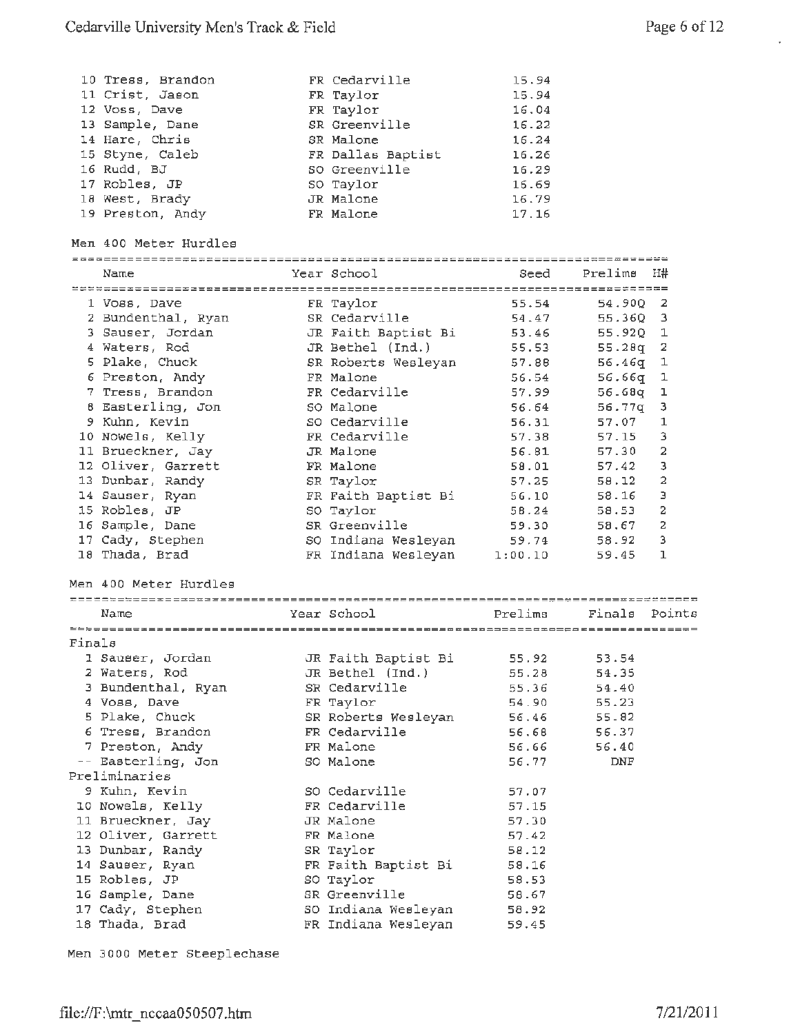| | Name | Year | School | Time |
|---|---|---|---|---|
| 10 | Tress, Brandon | FR | Cedarville | 15.94 |
| 11 | Crist, Jason | FR | Taylor | 15.94 |
| 12 | Voss, Dave | FR | Taylor | 16.04 |
| 13 | Sample, Dane | SR | Greenville | 16.22 |
| 14 | Hare, Chris | SR | Malone | 16.24 |
| 15 | Styne, Caleb | FR | Dallas Baptist | 16.26 |
| 16 | Rudd, BJ | SO | Greenville | 16.29 |
| 17 | Robles, JP | SO | Taylor | 16.69 |
| 18 | West, Brady | JR | Malone | 16.79 |
| 19 | Preston, Andy | FR | Malone | 17.16 |

## Men 400 Meter Hurdles

| | Name | Year | School | Seed | Prelims | H# |
|---|---|---|---|---|---|---|
| 1 | Voss, Dave | FR | Taylor | 55.54 | 54.90Q | 2 |
| 2 | Bundenthal, Ryan | SR | Cedarville | 54.47 | 55.36Q | 3 |
| 3 | Sauser, Jordan | JR | Faith Baptist Bi | 53.46 | 55.92Q | 1 |
| 4 | Waters, Rod | JR | Bethel (Ind.) | 55.53 | 55.28q | 2 |
| 5 | Plake, Chuck | SR | Roberts Wesleyan | 57.88 | 56.46q | 1 |
| 6 | Preston, Andy | FR | Malone | 56.54 | 56.66q | 1 |
| 7 | Tress, Brandon | FR | Cedarville | 57.99 | 56.68q | 1 |
| 8 | Easterling, Jon | SO | Malone | 56.64 | 56.77q | 3 |
| 9 | Kuhn, Kevin | SO | Cedarville | 56.31 | 57.07 | 1 |
| 10 | Nowels, Kelly | FR | Cedarville | 57.38 | 57.15 | 3 |
| 11 | Brueckner, Jay | JR | Malone | 56.81 | 57.30 | 2 |
| 12 | Oliver, Garrett | FR | Malone | 58.01 | 57.42 | 3 |
| 13 | Dunbar, Randy | SR | Taylor | 57.25 | 58.12 | 2 |
| 14 | Sauser, Ryan | FR | Faith Baptist Bi | 56.10 | 58.16 | 3 |
| 15 | Robles, JP | SO | Taylor | 58.24 | 58.53 | 2 |
| 16 | Sample, Dane | SR | Greenville | 59.30 | 58.67 | 2 |
| 17 | Cady, Stephen | SO | Indiana Wesleyan | 59.74 | 58.92 | 3 |
| 18 | Thada, Brad | FR | Indiana Wesleyan | 1:00.10 | 59.45 | 1 |

## Men 400 Meter Hurdles

| | Name | Year | School | Prelims | Finals | Points |
|---|---|---|---|---|---|---|
| **Finals** | | | | | | |
| 1 | Sauser, Jordan | JR | Faith Baptist Bi | 55.92 | 53.54 | |
| 2 | Waters, Rod | JR | Bethel (Ind.) | 55.28 | 54.35 | |
| 3 | Bundenthal, Ryan | SR | Cedarville | 55.36 | 54.40 | |
| 4 | Voss, Dave | FR | Taylor | 54.90 | 55.23 | |
| 5 | Plake, Chuck | SR | Roberts Wesleyan | 56.46 | 55.82 | |
| 6 | Tress, Brandon | FR | Cedarville | 56.68 | 56.37 | |
| 7 | Preston, Andy | FR | Malone | 56.66 | 56.40 | |
| -- | Easterling, Jon | SO | Malone | 56.77 | DNF | |
| **Preliminaries** | | | | | | |
| 9 | Kuhn, Kevin | SO | Cedarville | 57.07 | | |
| 10 | Nowels, Kelly | FR | Cedarville | 57.15 | | |
| 11 | Brueckner, Jay | JR | Malone | 57.30 | | |
| 12 | Oliver, Garrett | FR | Malone | 57.42 | | |
| 13 | Dunbar, Randy | SR | Taylor | 58.12 | | |
| 14 | Sauser, Ryan | FR | Faith Baptist Bi | 58.16 | | |
| 15 | Robles, JP | SO | Taylor | 58.53 | | |
| 16 | Sample, Dane | SR | Greenville | 58.67 | | |
| 17 | Cady, Stephen | SO | Indiana Wesleyan | 58.92 | | |
| 18 | Thada, Brad | FR | Indiana Wesleyan | 59.45 | | |

## Men 3000 Meter Steeplechase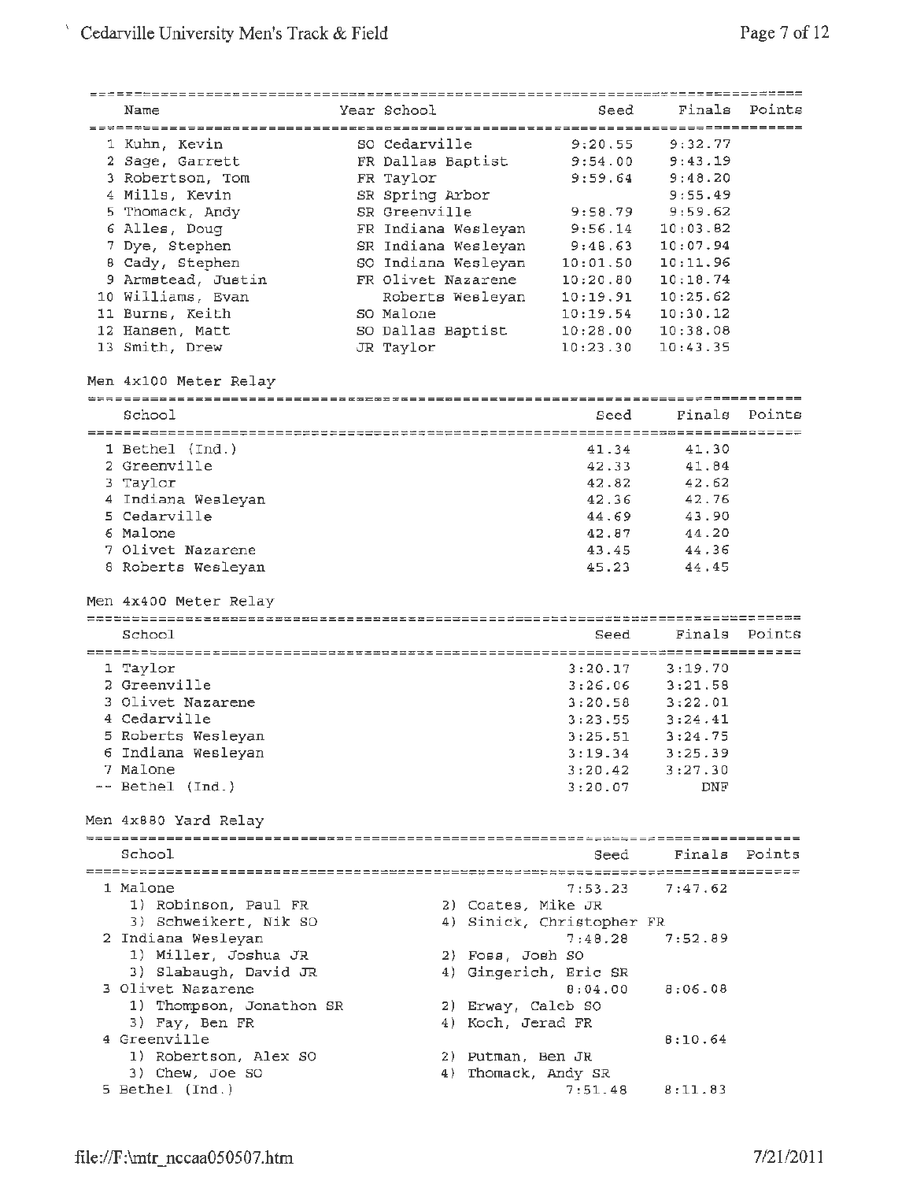| Name | Year | School | Seed | Finals | Points |
|---|---|---|---|---|---|
| 1 Kuhn, Kevin | SO | Cedarville | 9:20.55 | 9:32.77 | |
| 2 Sage, Garrett | FR | Dallas Baptist | 9:54.00 | 9:43.19 | |
| 3 Robertson, Tom | FR | Taylor | 9:59.64 | 9:48.20 | |
| 4 Mills, Kevin | SR | Spring Arbor | | 9:55.49 | |
| 5 Thomack, Andy | SR | Greenville | 9:58.79 | 9:59.62 | |
| 6 Alles, Doug | FR | Indiana Wesleyan | 9:56.14 | 10:03.82 | |
| 7 Dye, Stephen | SR | Indiana Wesleyan | 9:48.63 | 10:07.94 | |
| 8 Cady, Stephen | SO | Indiana Wesleyan | 10:01.50 | 10:11.96 | |
| 9 Armstead, Justin | FR | Olivet Nazarene | 10:20.80 | 10:18.74 | |
| 10 Williams, Evan | | Roberts Wesleyan | 10:19.91 | 10:25.62 | |
| 11 Burns, Keith | SO | Malone | 10:19.54 | 10:30.12 | |
| 12 Hansen, Matt | SO | Dallas Baptist | 10:28.00 | 10:38.08 | |
| 13 Smith, Drew | JR | Taylor | 10:23.30 | 10:43.35 | |

Men 4x100 Meter Relay

| School | Seed | Finals | Points |
|---|---|---|---|
| 1 Bethel (Ind.) | 41.34 | 41.30 | |
| 2 Greenville | 42.33 | 41.84 | |
| 3 Taylor | 42.82 | 42.62 | |
| 4 Indiana Wesleyan | 42.36 | 42.76 | |
| 5 Cedarville | 44.69 | 43.90 | |
| 6 Malone | 42.87 | 44.20 | |
| 7 Olivet Nazarene | 43.45 | 44.36 | |
| 8 Roberts Wesleyan | 45.23 | 44.45 | |

Men 4x400 Meter Relay

| School | Seed | Finals | Points |
|---|---|---|---|
| 1 Taylor | 3:20.17 | 3:19.70 | |
| 2 Greenville | 3:26.06 | 3:21.58 | |
| 3 Olivet Nazarene | 3:20.58 | 3:22.01 | |
| 4 Cedarville | 3:23.55 | 3:24.41 | |
| 5 Roberts Wesleyan | 3:25.51 | 3:24.75 | |
| 6 Indiana Wesleyan | 3:19.34 | 3:25.39 | |
| 7 Malone | 3:20.42 | 3:27.30 | |
| -- Bethel (Ind.) | 3:20.07 | DNF | |

Men 4x880 Yard Relay

| School | Seed | Finals | Points |
|---|---|---|---|
| 1 Malone | 7:53.23 | 7:47.62 | |
| 1) Robinson, Paul FR; 2) Coates, Mike JR; 3) Schweikert, Nik SO; 4) Sinick, Christopher FR | | | |
| 2 Indiana Wesleyan | 7:48.28 | 7:52.89 | |
| 1) Miller, Joshua JR; 2) Foss, Josh SO; 3) Slabaugh, David JR; 4) Gingerich, Eric SR | | | |
| 3 Olivet Nazarene | 8:04.00 | 8:06.08 | |
| 1) Thompson, Jonathon SR; 2) Erway, Caleb SO; 3) Fay, Ben FR; 4) Koch, Jerad FR | | | |
| 4 Greenville | | 8:10.64 | |
| 1) Robertson, Alex SO; 2) Putman, Ben JR; 3) Chew, Joe SO; 4) Thomack, Andy SR | | | |
| 5 Bethel (Ind.) | 7:51.48 | 8:11.83 | |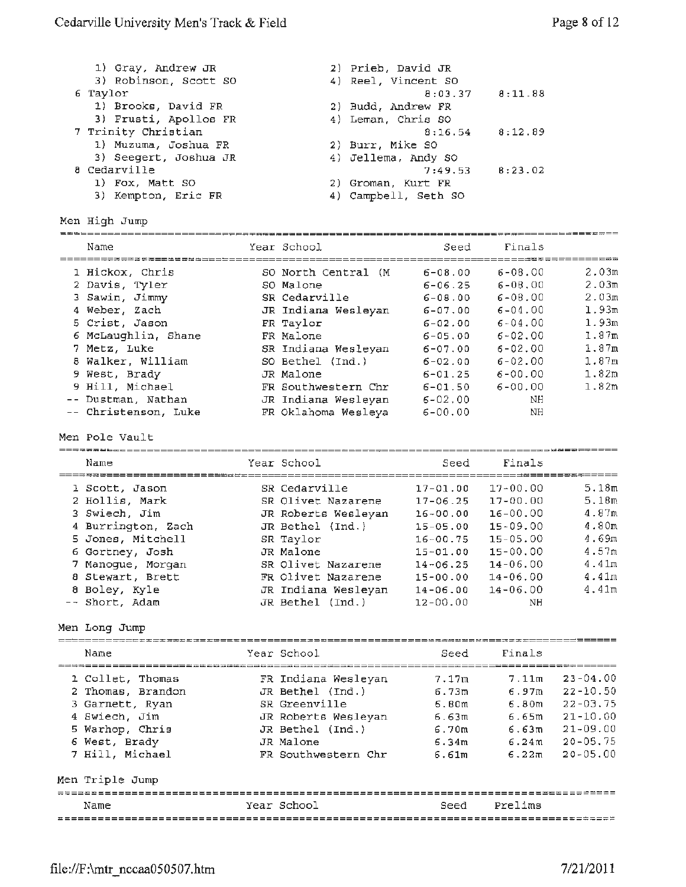1) Gray, Andrew JR  2) Prieb, David JR
3) Robinson, Scott SO  4) Reel, Vincent SO

6 Taylor  8:03.37  8:11.88
1) Brooks, David FR  2) Budd, Andrew FR
3) Frusti, Apollos FR  4) Leman, Chris SO

7 Trinity Christian  8:16.54  8:12.89
1) Muzuma, Joshua FR  2) Burr, Mike SO
3) Seegert, Joshua JR  4) Jellema, Andy SO

8 Cedarville  7:49.53  8:23.02
1) Fox, Matt SO  2) Groman, Kurt FR
3) Kempton, Eric FR  4) Campbell, Seth SO

## Men High Jump

| | Name | Year | School | Seed | Finals | |
|---|---|---|---|---|---|---|
| 1 | Hickox, Chris | SO | North Central (M | 6-08.00 | 6-08.00 | 2.03m |
| 2 | Davis, Tyler | SO | Malone | 6-06.25 | 6-08.00 | 2.03m |
| 3 | Sawin, Jimmy | SR | Cedarville | 6-08.00 | 6-08.00 | 2.03m |
| 4 | Weber, Zach | JR | Indiana Wesleyan | 6-07.00 | 6-04.00 | 1.93m |
| 5 | Crist, Jason | FR | Taylor | 6-02.00 | 6-04.00 | 1.93m |
| 6 | McLaughlin, Shane | FR | Malone | 6-05.00 | 6-02.00 | 1.87m |
| 7 | Metz, Luke | SR | Indiana Wesleyan | 6-07.00 | 6-02.00 | 1.87m |
| 8 | Walker, William | SO | Bethel (Ind.) | 6-02.00 | 6-02.00 | 1.87m |
| 9 | West, Brady | JR | Malone | 6-01.25 | 6-00.00 | 1.82m |
| 9 | Hill, Michael | FR | Southwestern Chr | 6-01.50 | 6-00.00 | 1.82m |
| -- | Dustman, Nathan | JR | Indiana Wesleyan | 6-02.00 | NH | |
| -- | Christenson, Luke | FR | Oklahoma Wesleya | 6-00.00 | NH | |

## Men Pole Vault

| | Name | Year | School | Seed | Finals | |
|---|---|---|---|---|---|---|
| 1 | Scott, Jason | SR | Cedarville | 17-01.00 | 17-00.00 | 5.18m |
| 2 | Hollis, Mark | SR | Olivet Nazarene | 17-06.25 | 17-00.00 | 5.18m |
| 3 | Swiech, Jim | JR | Roberts Wesleyan | 16-00.00 | 16-00.00 | 4.87m |
| 4 | Burrington, Zach | JR | Bethel (Ind.) | 15-05.00 | 15-09.00 | 4.80m |
| 5 | Jones, Mitchell | SR | Taylor | 16-00.75 | 15-05.00 | 4.69m |
| 6 | Gortney, Josh | JR | Malone | 15-01.00 | 15-00.00 | 4.57m |
| 7 | Manogue, Morgan | SR | Olivet Nazarene | 14-06.25 | 14-06.00 | 4.41m |
| 8 | Stewart, Brett | FR | Olivet Nazarene | 15-00.00 | 14-06.00 | 4.41m |
| 8 | Boley, Kyle | JR | Indiana Wesleyan | 14-06.00 | 14-06.00 | 4.41m |
| -- | Short, Adam | JR | Bethel (Ind.) | 12-00.00 | NH | |

## Men Long Jump

| | Name | Year | School | Seed | Finals | |
|---|---|---|---|---|---|---|
| 1 | Collet, Thomas | FR | Indiana Wesleyan | 7.17m | 7.11m | 23-04.00 |
| 2 | Thomas, Brandon | JR | Bethel (Ind.) | 6.73m | 6.97m | 22-10.50 |
| 3 | Garnett, Ryan | SR | Greenville | 6.80m | 6.80m | 22-03.75 |
| 4 | Swiech, Jim | JR | Roberts Wesleyan | 6.63m | 6.65m | 21-10.00 |
| 5 | Warhop, Chris | JR | Bethel (Ind.) | 6.70m | 6.63m | 21-09.00 |
| 6 | West, Brady | JR | Malone | 6.34m | 6.24m | 20-05.75 |
| 7 | Hill, Michael | FR | Southwestern Chr | 6.61m | 6.22m | 20-05.00 |

## Men Triple Jump

| Name | Year | School | Seed | Prelims |
|---|---|---|---|---|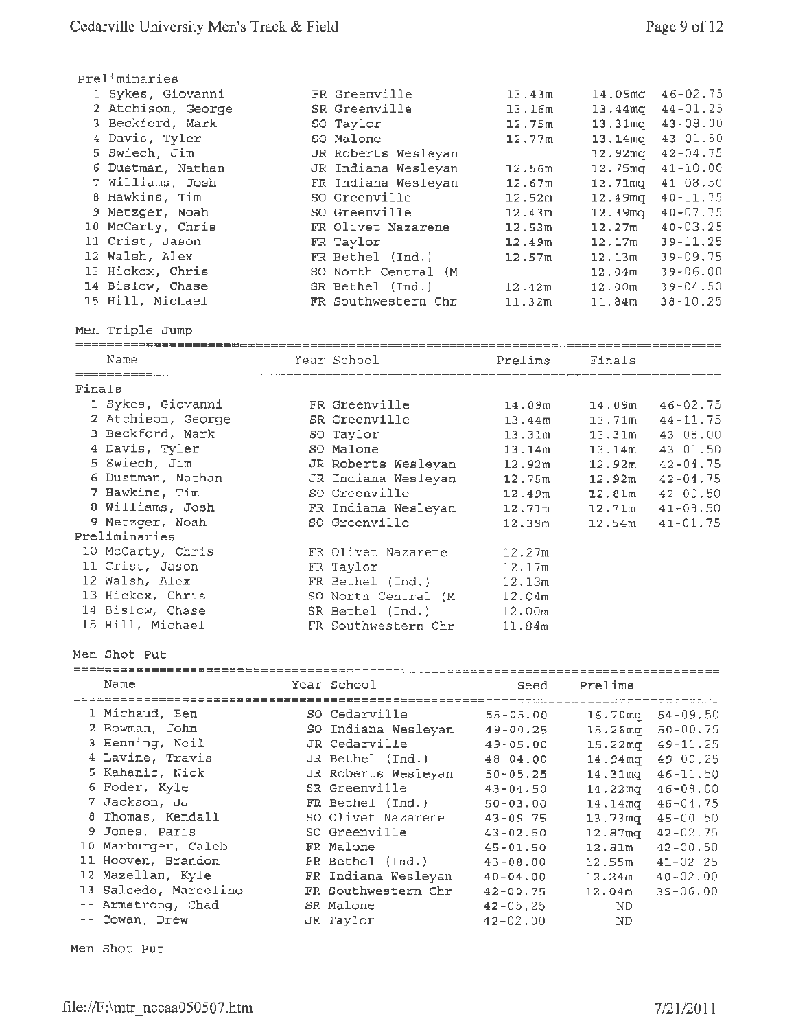Preliminaries

| | Name | Year | School | | | |
|---|---|---|---|---|---|---|
| 1 | Sykes, Giovanni | FR | Greenville | 13.43m | 14.09mq | 46-02.75 |
| 2 | Atchison, George | SR | Greenville | 13.16m | 13.44mq | 44-01.25 |
| 3 | Beckford, Mark | SO | Taylor | 12.75m | 13.31mq | 43-08.00 |
| 4 | Davis, Tyler | SO | Malone | 12.77m | 13.14mq | 43-01.50 |
| 5 | Swiech, Jim | JR | Roberts Wesleyan | | 12.92mq | 42-04.75 |
| 6 | Dustman, Nathan | JR | Indiana Wesleyan | 12.56m | 12.75mq | 41-10.00 |
| 7 | Williams, Josh | FR | Indiana Wesleyan | 12.67m | 12.71mq | 41-08.50 |
| 8 | Hawkins, Tim | SO | Greenville | 12.52m | 12.49mq | 40-11.75 |
| 9 | Metzger, Noah | SO | Greenville | 12.43m | 12.39mq | 40-07.75 |
| 10 | McCarty, Chris | FR | Olivet Nazarene | 12.53m | 12.27m | 40-03.25 |
| 11 | Crist, Jason | FR | Taylor | 12.49m | 12.17m | 39-11.25 |
| 12 | Walsh, Alex | FR | Bethel (Ind.) | 12.57m | 12.13m | 39-09.75 |
| 13 | Hickox, Chris | SO | North Central (M | | 12.04m | 39-06.00 |
| 14 | Bislow, Chase | SR | Bethel (Ind.) | 12.42m | 12.00m | 39-04.50 |
| 15 | Hill, Michael | FR | Southwestern Chr | 11.32m | 11.84m | 38-10.25 |

## Men Triple Jump

| | Name | Year | School | Prelims | Finals | |
|---|---|---|---|---|---|---|
| **Finals** | | | | | | |
| 1 | Sykes, Giovanni | FR | Greenville | 14.09m | 14.09m | 46-02.75 |
| 2 | Atchison, George | SR | Greenville | 13.44m | 13.71m | 44-11.75 |
| 3 | Beckford, Mark | SO | Taylor | 13.31m | 13.31m | 43-08.00 |
| 4 | Davis, Tyler | SO | Malone | 13.14m | 13.14m | 43-01.50 |
| 5 | Swiech, Jim | JR | Roberts Wesleyan | 12.92m | 12.92m | 42-04.75 |
| 6 | Dustman, Nathan | JR | Indiana Wesleyan | 12.75m | 12.92m | 42-04.75 |
| 7 | Hawkins, Tim | SO | Greenville | 12.49m | 12.81m | 42-00.50 |
| 8 | Williams, Josh | FR | Indiana Wesleyan | 12.71m | 12.71m | 41-08.50 |
| 9 | Metzger, Noah | SO | Greenville | 12.39m | 12.54m | 41-01.75 |
| **Preliminaries** | | | | | | |
| 10 | McCarty, Chris | FR | Olivet Nazarene | 12.27m | | |
| 11 | Crist, Jason | FR | Taylor | 12.17m | | |
| 12 | Walsh, Alex | FR | Bethel (Ind.) | 12.13m | | |
| 13 | Hickox, Chris | SO | North Central (M | 12.04m | | |
| 14 | Bislow, Chase | SR | Bethel (Ind.) | 12.00m | | |
| 15 | Hill, Michael | FR | Southwestern Chr | 11.84m | | |

## Men Shot Put

| | Name | Year | School | Seed | Prelims | |
|---|---|---|---|---|---|---|
| 1 | Michaud, Ben | SO | Cedarville | 55-05.00 | 16.70mq | 54-09.50 |
| 2 | Bowman, John | SO | Indiana Wesleyan | 49-00.25 | 15.26mq | 50-00.75 |
| 3 | Henning, Neil | JR | Cedarville | 49-05.00 | 15.22mq | 49-11.25 |
| 4 | Lavine, Travis | JR | Bethel (Ind.) | 48-04.00 | 14.94mq | 49-00.25 |
| 5 | Kahanic, Nick | JR | Roberts Wesleyan | 50-05.25 | 14.31mq | 46-11.50 |
| 6 | Foder, Kyle | SR | Greenville | 43-04.50 | 14.22mq | 46-08.00 |
| 7 | Jackson, JJ | FR | Bethel (Ind.) | 50-03.00 | 14.14mq | 46-04.75 |
| 8 | Thomas, Kendall | SO | Olivet Nazarene | 43-09.75 | 13.73mq | 45-00.50 |
| 9 | Jones, Paris | SO | Greenville | 43-02.50 | 12.87mq | 42-02.75 |
| 10 | Marburger, Caleb | FR | Malone | 45-01.50 | 12.81m | 42-00.50 |
| 11 | Hooven, Brandon | FR | Bethel (Ind.) | 43-08.00 | 12.55m | 41-02.25 |
| 12 | Mazellan, Kyle | FR | Indiana Wesleyan | 40-04.00 | 12.24m | 40-02.00 |
| 13 | Salcedo, Marcelino | FR | Southwestern Chr | 42-00.75 | 12.04m | 39-06.00 |
| -- | Armstrong, Chad | SR | Malone | 42-05.25 | ND | |
| -- | Cowan, Drew | JR | Taylor | 42-02.00 | ND | |

Men Shot Put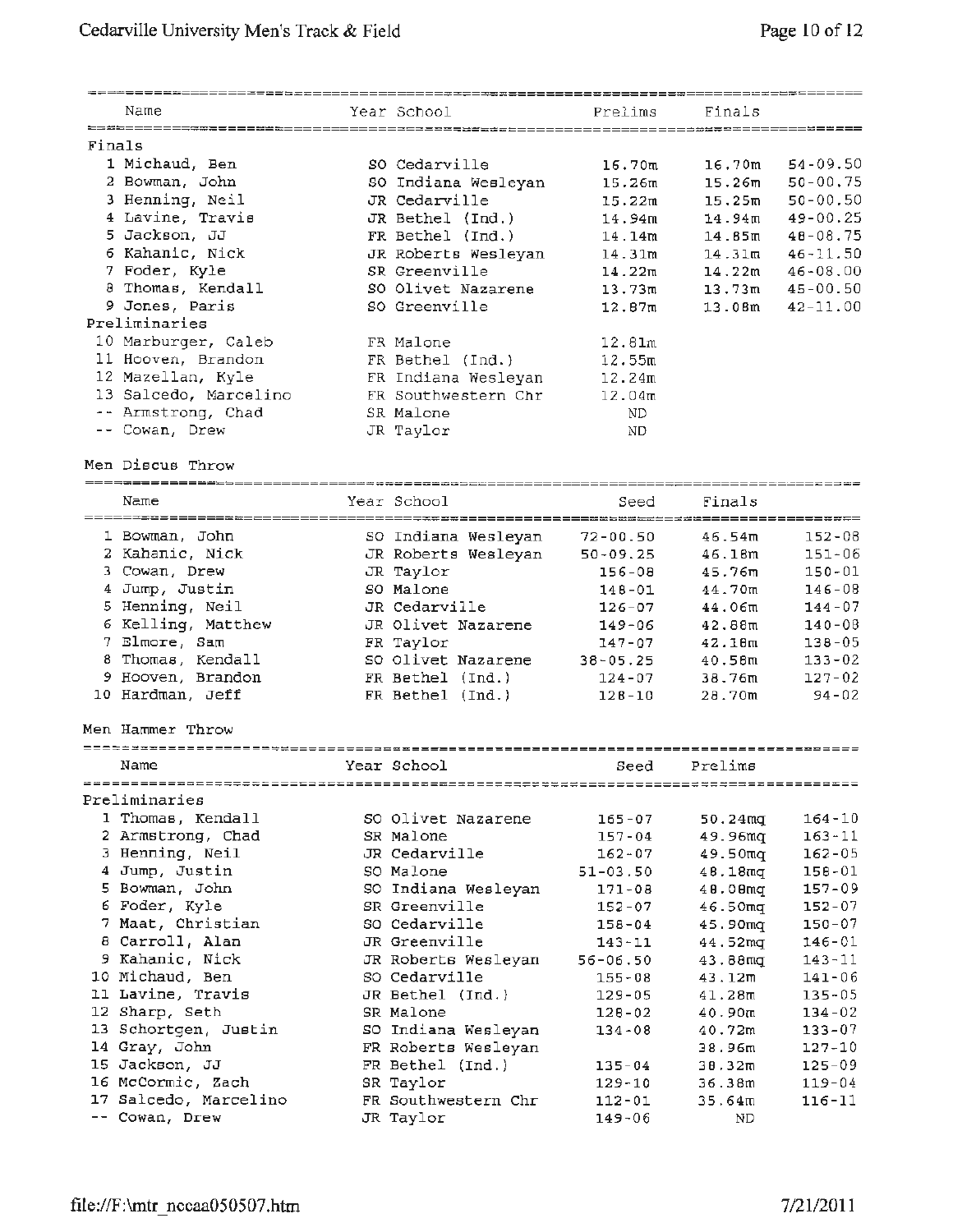| Name | Year | School | Prelims | Finals | |
|---|---|---|---|---|---|
| **Finals** | | | | | |
| 1 Michaud, Ben | SO | Cedarville | 16.70m | 16.70m | 54-09.50 |
| 2 Bowman, John | SO | Indiana Wesleyan | 15.26m | 15.26m | 50-00.75 |
| 3 Henning, Neil | JR | Cedarville | 15.22m | 15.25m | 50-00.50 |
| 4 Lavine, Travis | JR | Bethel (Ind.) | 14.94m | 14.94m | 49-00.25 |
| 5 Jackson, JJ | FR | Bethel (Ind.) | 14.14m | 14.85m | 48-08.75 |
| 6 Kahanic, Nick | JR | Roberts Wesleyan | 14.31m | 14.31m | 46-11.50 |
| 7 Foder, Kyle | SR | Greenville | 14.22m | 14.22m | 46-08.00 |
| 8 Thomas, Kendall | SO | Olivet Nazarene | 13.73m | 13.73m | 45-00.50 |
| 9 Jones, Paris | SO | Greenville | 12.87m | 13.08m | 42-11.00 |
| **Preliminaries** | | | | | |
| 10 Marburger, Caleb | FR | Malone | 12.81m | | |
| 11 Hooven, Brandon | FR | Bethel (Ind.) | 12.55m | | |
| 12 Mazellan, Kyle | FR | Indiana Wesleyan | 12.24m | | |
| 13 Salcedo, Marcelino | FR | Southwestern Chr | 12.04m | | |
| -- Armstrong, Chad | SR | Malone | ND | | |
| -- Cowan, Drew | JR | Taylor | ND | | |

## Men Discus Throw

| Name | Year | School | Seed | Finals | |
|---|---|---|---|---|---|
| 1 Bowman, John | SO | Indiana Wesleyan | 72-00.50 | 46.54m | 152-08 |
| 2 Kahanic, Nick | JR | Roberts Wesleyan | 50-09.25 | 46.18m | 151-06 |
| 3 Cowan, Drew | JR | Taylor | 156-08 | 45.76m | 150-01 |
| 4 Jump, Justin | SO | Malone | 148-01 | 44.70m | 146-08 |
| 5 Henning, Neil | JR | Cedarville | 126-07 | 44.06m | 144-07 |
| 6 Kelling, Matthew | JR | Olivet Nazarene | 149-06 | 42.88m | 140-08 |
| 7 Elmore, Sam | FR | Taylor | 147-07 | 42.18m | 138-05 |
| 8 Thomas, Kendall | SO | Olivet Nazarene | 38-05.25 | 40.58m | 133-02 |
| 9 Hooven, Brandon | FR | Bethel (Ind.) | 124-07 | 38.76m | 127-02 |
| 10 Hardman, Jeff | FR | Bethel (Ind.) | 128-10 | 28.70m | 94-02 |

## Men Hammer Throw

| Name | Year | School | Seed | Prelims | |
|---|---|---|---|---|---|
| **Preliminaries** | | | | | |
| 1 Thomas, Kendall | SO | Olivet Nazarene | 165-07 | 50.24mq | 164-10 |
| 2 Armstrong, Chad | SR | Malone | 157-04 | 49.96mq | 163-11 |
| 3 Henning, Neil | JR | Cedarville | 162-07 | 49.50mq | 162-05 |
| 4 Jump, Justin | SO | Malone | 51-03.50 | 48.18mq | 158-01 |
| 5 Bowman, John | SO | Indiana Wesleyan | 171-08 | 48.08mq | 157-09 |
| 6 Foder, Kyle | SR | Greenville | 152-07 | 46.50mq | 152-07 |
| 7 Maat, Christian | SO | Cedarville | 158-04 | 45.90mq | 150-07 |
| 8 Carroll, Alan | JR | Greenville | 143-11 | 44.52mq | 146-01 |
| 9 Kahanic, Nick | JR | Roberts Wesleyan | 56-06.50 | 43.88mq | 143-11 |
| 10 Michaud, Ben | SO | Cedarville | 155-08 | 43.12m | 141-06 |
| 11 Lavine, Travis | JR | Bethel (Ind.) | 129-05 | 41.28m | 135-05 |
| 12 Sharp, Seth | SR | Malone | 128-02 | 40.90m | 134-02 |
| 13 Schortgen, Justin | SO | Indiana Wesleyan | 134-08 | 40.72m | 133-07 |
| 14 Gray, John | FR | Roberts Wesleyan | | 38.96m | 127-10 |
| 15 Jackson, JJ | FR | Bethel (Ind.) | 135-04 | 38.32m | 125-09 |
| 16 McCormic, Zach | SR | Taylor | 129-10 | 36.38m | 119-04 |
| 17 Salcedo, Marcelino | FR | Southwestern Chr | 112-01 | 35.64m | 116-11 |
| -- Cowan, Drew | JR | Taylor | 149-06 | ND | |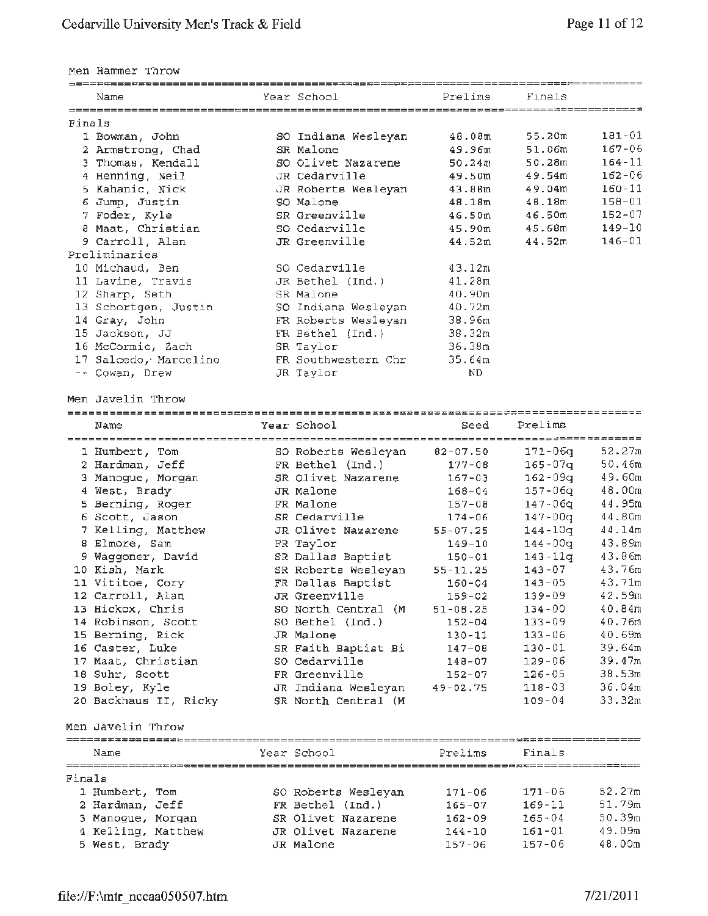## Men Hammer Throw

| Place | Name | Year | School | Prelims | Finals | |
|---|---|---|---|---|---|---|
| **Finals** | | | | | | |
| 1 | Bowman, John | SO | Indiana Wesleyan | 48.08m | 55.20m | 181-01 |
| 2 | Armstrong, Chad | SR | Malone | 49.96m | 51.06m | 167-06 |
| 3 | Thomas, Kendall | SO | Olivet Nazarene | 50.24m | 50.28m | 164-11 |
| 4 | Henning, Neil | JR | Cedarville | 49.50m | 49.54m | 162-06 |
| 5 | Kahanic, Nick | JR | Roberts Wesleyan | 43.88m | 49.04m | 160-11 |
| 6 | Jump, Justin | SO | Malone | 48.18m | 48.18m | 158-01 |
| 7 | Foder, Kyle | SR | Greenville | 46.50m | 46.50m | 152-07 |
| 8 | Maat, Christian | SO | Cedarville | 45.90m | 45.68m | 149-10 |
| 9 | Carroll, Alan | JR | Greenville | 44.52m | 44.52m | 146-01 |
| **Preliminaries** | | | | | | |
| 10 | Michaud, Ben | SO | Cedarville | 43.12m | | |
| 11 | Lavine, Travis | JR | Bethel (Ind.) | 41.28m | | |
| 12 | Sharp, Seth | SR | Malone | 40.90m | | |
| 13 | Schortgen, Justin | SO | Indiana Wesleyan | 40.72m | | |
| 14 | Gray, John | FR | Roberts Wesleyan | 38.96m | | |
| 15 | Jackson, JJ | FR | Bethel (Ind.) | 38.32m | | |
| 16 | McCormic, Zach | SR | Taylor | 36.38m | | |
| 17 | Salcedo, Marcelino | FR | Southwestern Chr | 35.64m | | |
| -- | Cowan, Drew | JR | Taylor | ND | | |

## Men Javelin Throw

| Place | Name | Year | School | Seed | Prelims | |
|---|---|---|---|---|---|---|
| 1 | Humbert, Tom | SO | Roberts Wesleyan | 82-07.50 | 171-06q | 52.27m |
| 2 | Hardman, Jeff | FR | Bethel (Ind.) | 177-08 | 165-07q | 50.46m |
| 3 | Manogue, Morgan | SR | Olivet Nazarene | 167-03 | 162-09q | 49.60m |
| 4 | West, Brady | JR | Malone | 168-04 | 157-06q | 48.00m |
| 5 | Berning, Roger | FR | Malone | 157-08 | 147-06q | 44.95m |
| 6 | Scott, Jason | SR | Cedarville | 174-06 | 147-00q | 44.80m |
| 7 | Kelling, Matthew | JR | Olivet Nazarene | 55-07.25 | 144-10q | 44.14m |
| 8 | Elmore, Sam | FR | Taylor | 149-10 | 144-00q | 43.89m |
| 9 | Waggoner, David | SR | Dallas Baptist | 150-01 | 143-11q | 43.86m |
| 10 | Kish, Mark | SR | Roberts Wesleyan | 55-11.25 | 143-07 | 43.76m |
| 11 | Vititoe, Cory | FR | Dallas Baptist | 160-04 | 143-05 | 43.71m |
| 12 | Carroll, Alan | JR | Greenville | 159-02 | 139-09 | 42.59m |
| 13 | Hickox, Chris | SO | North Central (M | 51-08.25 | 134-00 | 40.84m |
| 14 | Robinson, Scott | SO | Bethel (Ind.) | 152-04 | 133-09 | 40.76m |
| 15 | Berning, Rick | JR | Malone | 130-11 | 133-06 | 40.69m |
| 16 | Caster, Luke | SR | Faith Baptist Bi | 147-08 | 130-01 | 39.64m |
| 17 | Maat, Christian | SO | Cedarville | 148-07 | 129-06 | 39.47m |
| 18 | Suhr, Scott | FR | Greenville | 152-07 | 126-05 | 38.53m |
| 19 | Boley, Kyle | JR | Indiana Wesleyan | 49-02.75 | 118-03 | 36.04m |
| 20 | Backhaus II, Ricky | SR | North Central (M | | 109-04 | 33.32m |

## Men Javelin Throw

| Place | Name | Year | School | Prelims | Finals | |
|---|---|---|---|---|---|---|
| **Finals** | | | | | | |
| 1 | Humbert, Tom | SO | Roberts Wesleyan | 171-06 | 171-06 | 52.27m |
| 2 | Hardman, Jeff | FR | Bethel (Ind.) | 165-07 | 169-11 | 51.79m |
| 3 | Manogue, Morgan | SR | Olivet Nazarene | 162-09 | 165-04 | 50.39m |
| 4 | Kelling, Matthew | JR | Olivet Nazarene | 144-10 | 161-01 | 49.09m |
| 5 | West, Brady | JR | Malone | 157-06 | 157-06 | 48.00m |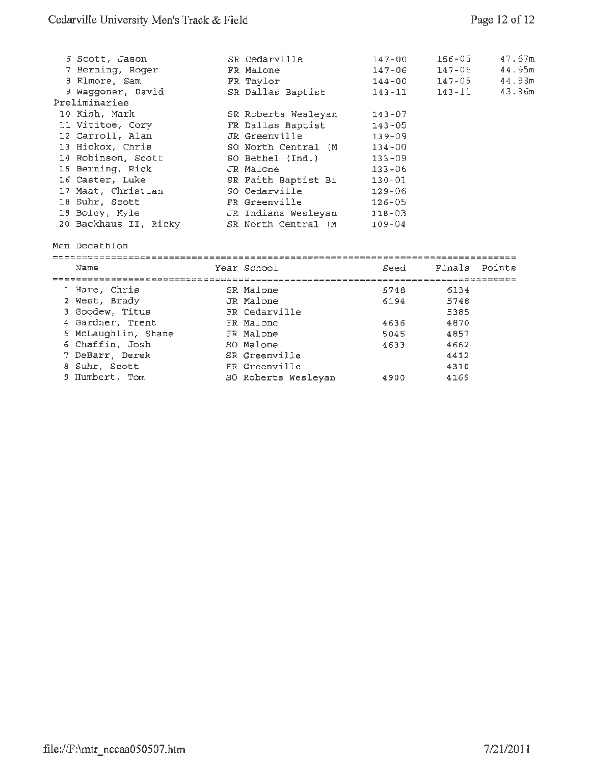| | | | | | |
|---|---|---|---|---|---|
| 6 Scott, Jason | SR Cedarville | 147-00 | 156-05 | 47.67m |
| 7 Berning, Roger | FR Malone | 147-06 | 147-06 | 44.95m |
| 8 Elmore, Sam | FR Taylor | 144-00 | 147-05 | 44.93m |
| 9 Waggoner, David | SR Dallas Baptist | 143-11 | 143-11 | 43.86m |

Preliminaries

| | | | |
|---|---|---|---|
| 10 Kish, Mark | SR Roberts Wesleyan | 143-07 |
| 11 Vititoe, Cory | FR Dallas Baptist | 143-05 |
| 12 Carroll, Alan | JR Greenville | 139-09 |
| 13 Hickox, Chris | SO North Central (M | 134-00 |
| 14 Robinson, Scott | SO Bethel (Ind.) | 133-09 |
| 15 Berning, Rick | JR Malone | 133-06 |
| 16 Caster, Luke | SR Faith Baptist Bi | 130-01 |
| 17 Maat, Christian | SO Cedarville | 129-06 |
| 18 Suhr, Scott | FR Greenville | 126-05 |
| 19 Boley, Kyle | JR Indiana Wesleyan | 118-03 |
| 20 Backhaus II, Ricky | SR North Central (M | 109-04 |

Men Decathlon

| Name | Year School | Seed | Finals | Points |
|---|---|---|---|---|
| 1 Hare, Chris | SR Malone | 5748 | 6134 | |
| 2 West, Brady | JR Malone | 6194 | 5748 | |
| 3 Goodew, Titus | FR Cedarville | | 5385 | |
| 4 Gardner, Trent | FR Malone | 4636 | 4870 | |
| 5 McLaughlin, Shane | FR Malone | 5045 | 4857 | |
| 6 Chaffin, Josh | SO Malone | 4633 | 4662 | |
| 7 DeBarr, Derek | SR Greenville | | 4412 | |
| 8 Suhr, Scott | FR Greenville | | 4310 | |
| 9 Humbert, Tom | SO Roberts Wesleyan | 4900 | 4169 | |